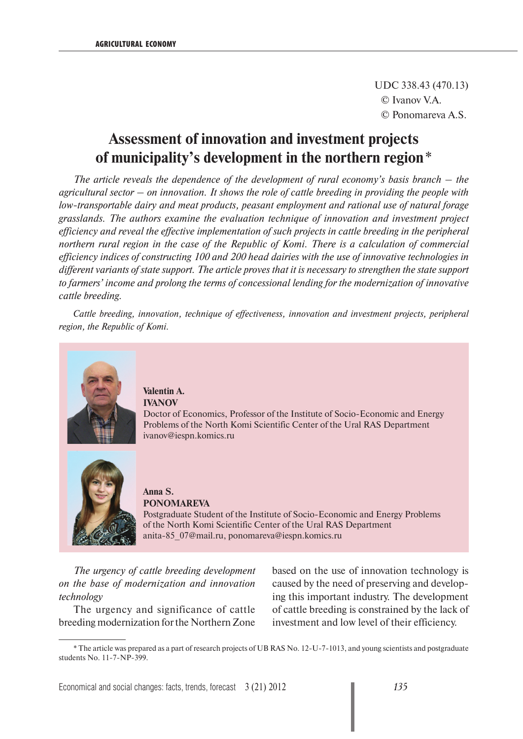UDC 338.43 (470.13)

© Ivanov V.A.

© Ponomareva A.S.

# Assessment of innovation and investment projects of municipality's development in the northern region*

*The article reveals the dependence of the development of rural economy's basis branch – the agricultural sector – on innovation. It shows the role of cattle breeding in providing the people with low-transportable dairy and meat products, peasant employment and rational use of natural forage grasslands. The authors examine the evaluation technique of innovation and investment project efficiency and reveal the effective implementation of such projects in cattle breeding in the peripheral northern rural region in the case of the Republic of Komi. There is a calculation of commercial efficiency indices of constructing 100 and 200 head dairies with the use of innovative technologies in different variants of state support. The article proves that it is necessary to strengthen the state support to farmers' income and prolong the terms of concessional lending for the modernization of innovative cattle breeding.*

*Cattle breeding, innovation, technique of effectiveness, innovation and investment projects, peripheral region, the Republic of Komi.*

**Valentin A. IVANOV**
Doctor of Economics, Professor of the Institute of Socio-Economic and Energy Problems of the North Komi Scientific Center of the Ural RAS Department
ivanov@iespn.komics.ru

**Anna S. PONOMAREVA**
Postgraduate Student of the Institute of Socio-Economic and Energy Problems of the North Komi Scientific Center of the Ural RAS Department
anita-85_07@mail.ru, ponomareva@iespn.komics.ru

*The urgency of cattle breeding development on the base of modernization and innovation technology*

The urgency and significance of cattle breeding modernization for the Northern Zone based on the use of innovation technology is caused by the need of preserving and developing this important industry. The development of cattle breeding is constrained by the lack of investment and low level of their efficiency.

* The article was prepared as a part of research projects of UB RAS No. 12-U-7-1013, and young scientists and postgraduate students No. 11-7-NP-399.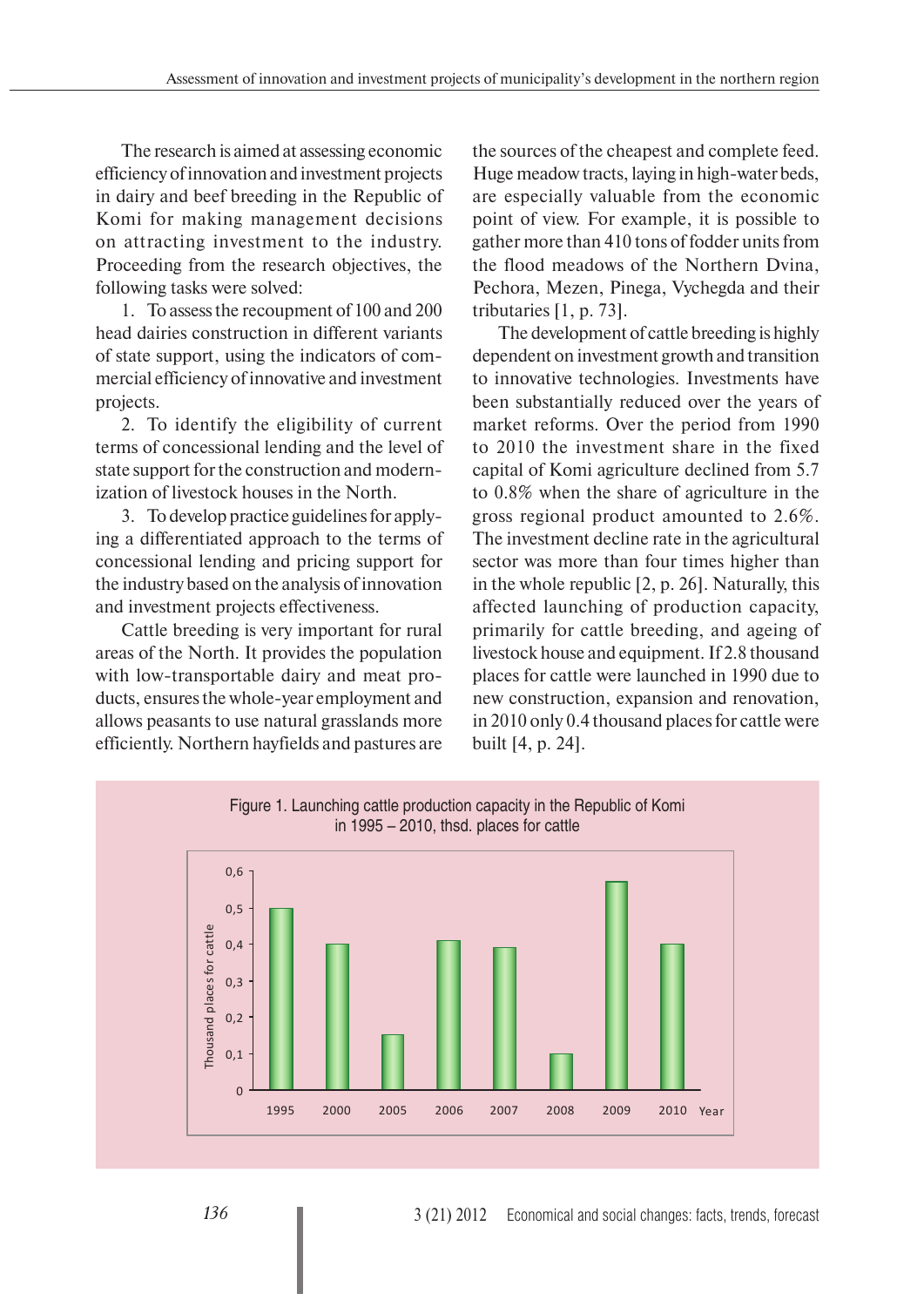The research is aimed at assessing economic efficiency of innovation and investment projects in dairy and beef breeding in the Republic of Komi for making management decisions on attracting investment to the industry. Proceeding from the research objectives, the following tasks were solved:

1. To assess the recoupment of 100 and 200 head dairies construction in different variants of state support, using the indicators of commercial efficiency of innovative and investment projects.

2. To identify the eligibility of current terms of concessional lending and the level of state support for the construction and modernization of livestock houses in the North.

3. To develop practice guidelines for applying a differentiated approach to the terms of concessional lending and pricing support for the industry based on the analysis of innovation and investment projects effectiveness.

Cattle breeding is very important for rural areas of the North. It provides the population with low-transportable dairy and meat products, ensures the whole-year employment and allows peasants to use natural grasslands more efficiently. Northern hayfields and pastures are the sources of the cheapest and complete feed. Huge meadow tracts, laying in high-water beds, are especially valuable from the economic point of view. For example, it is possible to gather more than 410 tons of fodder units from the flood meadows of the Northern Dvina, Pechora, Mezen, Pinega, Vychegda and their tributaries [1, p. 73].

The development of cattle breeding is highly dependent on investment growth and transition to innovative technologies. Investments have been substantially reduced over the years of market reforms. Over the period from 1990 to 2010 the investment share in the fixed capital of Komi agriculture declined from 5.7 to 0.8% when the share of agriculture in the gross regional product amounted to 2.6%. The investment decline rate in the agricultural sector was more than four times higher than in the whole republic [2, p. 26]. Naturally, this affected launching of production capacity, primarily for cattle breeding, and ageing of livestock house and equipment. If 2.8 thousand places for cattle were launched in 1990 due to new construction, expansion and renovation, in 2010 only 0.4 thousand places for cattle were built [4, p. 24].

Figure 1. Launching cattle production capacity in the Republic of Komi in 1995 – 2010, thsd. places for cattle

| Year | Thousand places for cattle |
|---|---|
| 1995 | 0.5 |
| 2000 | 0.4 |
| 2005 | 0.15 |
| 2006 | 0.41 |
| 2007 | 0.39 |
| 2008 | 0.1 |
| 2009 | 0.57 |
| 2010 | 0.4 |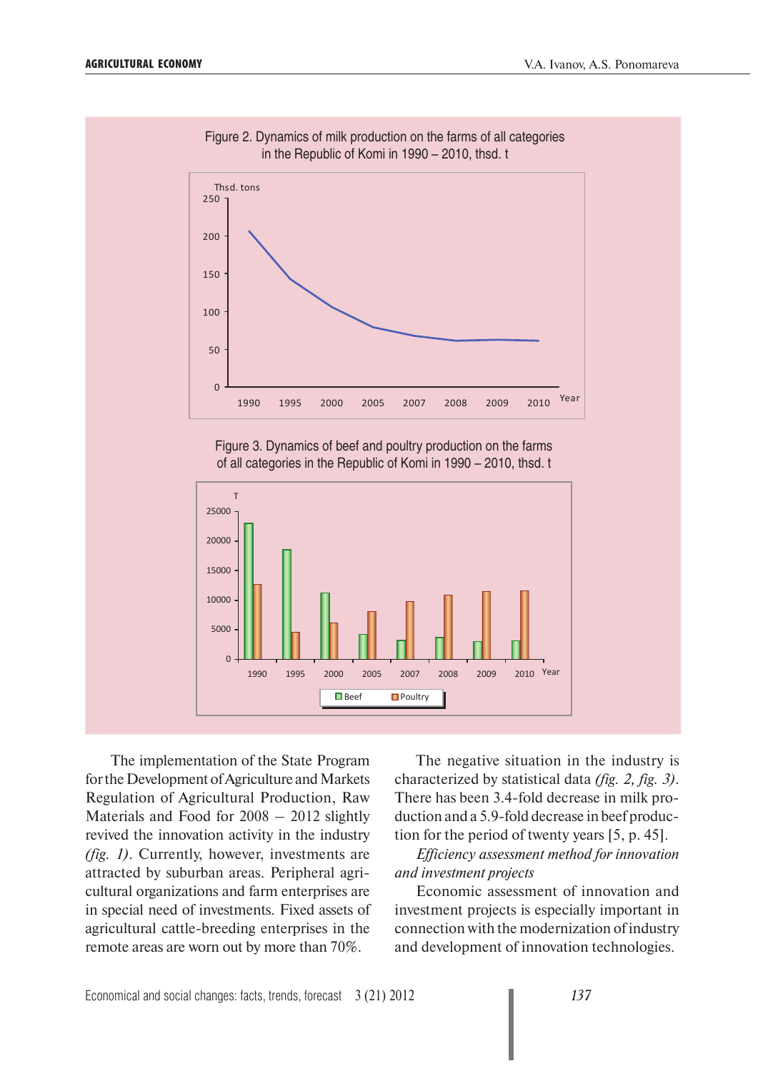Figure 2. Dynamics of milk production on the farms of all categories in the Republic of Komi in 1990 – 2010, thsd. t

Figure 3. Dynamics of beef and poultry production on the farms of all categories in the Republic of Komi in 1990 – 2010, thsd. t

The implementation of the State Program for the Development of Agriculture and Markets Regulation of Agricultural Production, Raw Materials and Food for 2008 – 2012 slightly revived the innovation activity in the industry *(fig. 1)*. Currently, however, investments are attracted by suburban areas. Peripheral agricultural organizations and farm enterprises are in special need of investments. Fixed assets of agricultural cattle-breeding enterprises in the remote areas are worn out by more than 70%.

The negative situation in the industry is characterized by statistical data *(fig. 2, fig. 3)*. There has been 3.4-fold decrease in milk production and a 5.9-fold decrease in beef production for the period of twenty years [5, p. 45].

*Efficiency assessment method for innovation and investment projects*

Economic assessment of innovation and investment projects is especially important in connection with the modernization of industry and development of innovation technologies.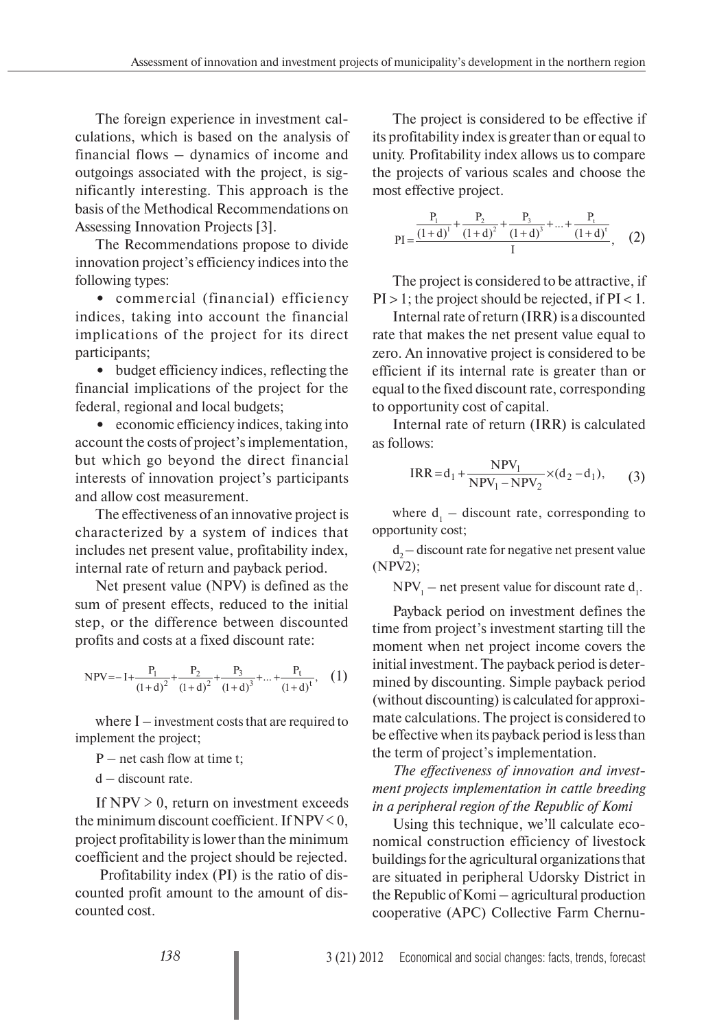The foreign experience in investment calculations, which is based on the analysis of financial flows – dynamics of income and outgoings associated with the project, is significantly interesting. This approach is the basis of the Methodical Recommendations on Assessing Innovation Projects [3].

The Recommendations propose to divide innovation project's efficiency indices into the following types:

- commercial (financial) efficiency indices, taking into account the financial implications of the project for its direct participants;
- budget efficiency indices, reflecting the financial implications of the project for the federal, regional and local budgets;
- economic efficiency indices, taking into account the costs of project's implementation, but which go beyond the direct financial interests of innovation project's participants and allow cost measurement.

The effectiveness of an innovative project is characterized by a system of indices that includes net present value, profitability index, internal rate of return and payback period.

Net present value (NPV) is defined as the sum of present effects, reduced to the initial step, or the difference between discounted profits and costs at a fixed discount rate:

$$NPV = -I + \frac{P_1}{(1+d)^2} + \frac{P_2}{(1+d)^2} + \frac{P_3}{(1+d)^3} + \ldots + \frac{P_t}{(1+d)^t}, \quad (1)$$

where I – investment costs that are required to implement the project;

P – net cash flow at time t;

d – discount rate.

If NPV > 0, return on investment exceeds the minimum discount coefficient. If NPV < 0, project profitability is lower than the minimum coefficient and the project should be rejected.

Profitability index (PI) is the ratio of discounted profit amount to the amount of discounted cost.

The project is considered to be effective if its profitability index is greater than or equal to unity. Profitability index allows us to compare the projects of various scales and choose the most effective project.

$$PI = \frac{\dfrac{P_1}{(1+d)^1} + \dfrac{P_2}{(1+d)^2} + \dfrac{P_3}{(1+d)^3} + \ldots + \dfrac{P_t}{(1+d)^t}}{I}, \quad (2)$$

The project is considered to be attractive, if PI > 1; the project should be rejected, if PI < 1.

Internal rate of return (IRR) is a discounted rate that makes the net present value equal to zero. An innovative project is considered to be efficient if its internal rate is greater than or equal to the fixed discount rate, corresponding to opportunity cost of capital.

Internal rate of return (IRR) is calculated as follows:

$$IRR = d_1 + \frac{NPV_1}{NPV_1 - NPV_2} \times (d_2 - d_1), \quad (3)$$

where $d_1$ – discount rate, corresponding to opportunity cost;

$d_2$ – discount rate for negative net present value (NPV2);

$NPV_1$ – net present value for discount rate $d_1$.

Payback period on investment defines the time from project's investment starting till the moment when net project income covers the initial investment. The payback period is determined by discounting. Simple payback period (without discounting) is calculated for approximate calculations. The project is considered to be effective when its payback period is less than the term of project's implementation.

*The effectiveness of innovation and investment projects implementation in cattle breeding in a peripheral region of the Republic of Komi*

Using this technique, we'll calculate economical construction efficiency of livestock buildings for the agricultural organizations that are situated in peripheral Udorsky District in the Republic of Komi – agricultural production cooperative (APC) Collective Farm Chernu-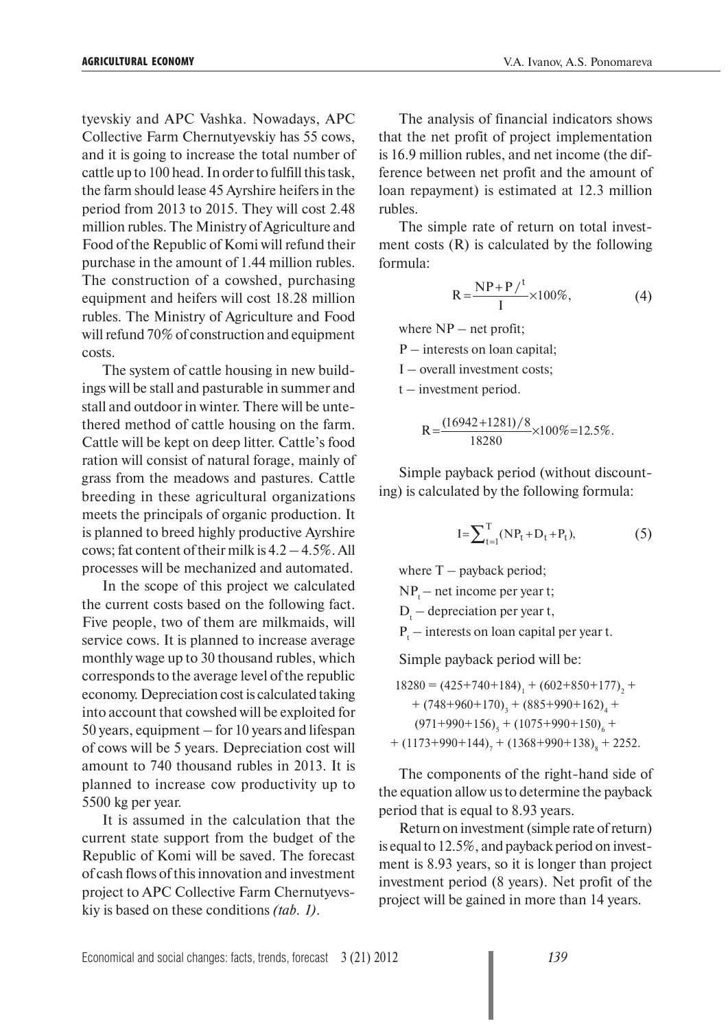tyevskiy and APC Vashka. Nowadays, APC Collective Farm Chernutyevskiy has 55 cows, and it is going to increase the total number of cattle up to 100 head. In order to fulfill this task, the farm should lease 45 Ayrshire heifers in the period from 2013 to 2015. They will cost 2.48 million rubles. The Ministry of Agriculture and Food of the Republic of Komi will refund their purchase in the amount of 1.44 million rubles. The construction of a cowshed, purchasing equipment and heifers will cost 18.28 million rubles. The Ministry of Agriculture and Food will refund 70% of construction and equipment costs.

The system of cattle housing in new buildings will be stall and pasturable in summer and stall and outdoor in winter. There will be untethered method of cattle housing on the farm. Cattle will be kept on deep litter. Cattle's food ration will consist of natural forage, mainly of grass from the meadows and pastures. Cattle breeding in these agricultural organizations meets the principals of organic production. It is planned to breed highly productive Ayrshire cows; fat content of their milk is 4.2 – 4.5%. All processes will be mechanized and automated.

In the scope of this project we calculated the current costs based on the following fact. Five people, two of them are milkmaids, will service cows. It is planned to increase average monthly wage up to 30 thousand rubles, which corresponds to the average level of the republic economy. Depreciation cost is calculated taking into account that cowshed will be exploited for 50 years, equipment – for 10 years and lifespan of cows will be 5 years. Depreciation cost will amount to 740 thousand rubles in 2013. It is planned to increase cow productivity up to 5500 kg per year.

It is assumed in the calculation that the current state support from the budget of the Republic of Komi will be saved. The forecast of cash flows of this innovation and investment project to APC Collective Farm Chernutyevskiy is based on these conditions *(tab. 1)*.

The analysis of financial indicators shows that the net profit of project implementation is 16.9 million rubles, and net income (the difference between net profit and the amount of loan repayment) is estimated at 12.3 million rubles.

The simple rate of return on total investment costs (R) is calculated by the following formula:

$$R = \frac{NP + P/^{t}}{I} \times 100\%, \tag{4}$$

where NP – net profit;

P – interests on loan capital;

I – overall investment costs;

t – investment period.

$$R = \frac{(16942 + 1281)/8}{18280} \times 100\% = 12.5\%.$$

Simple payback period (without discounting) is calculated by the following formula:

$$I = \sum_{t=1}^{T} (NP_t + D_t + P_t), \tag{5}$$

where T – payback period;

$NP_t$ – net income per year t;

$D_t$ – depreciation per year t,

$P_t$ – interests on loan capital per year t.

Simple payback period will be:

$$18280 = (425+740+184)_1 + (602+850+177)_2 + (748+960+170)_3 + (885+990+162)_4 + (971+990+156)_5 + (1075+990+150)_6 + (1173+990+144)_7 + (1368+990+138)_8 + 2252.$$

The components of the right-hand side of the equation allow us to determine the payback period that is equal to 8.93 years.

Return on investment (simple rate of return) is equal to 12.5%, and payback period on investment is 8.93 years, so it is longer than project investment period (8 years). Net profit of the project will be gained in more than 14 years.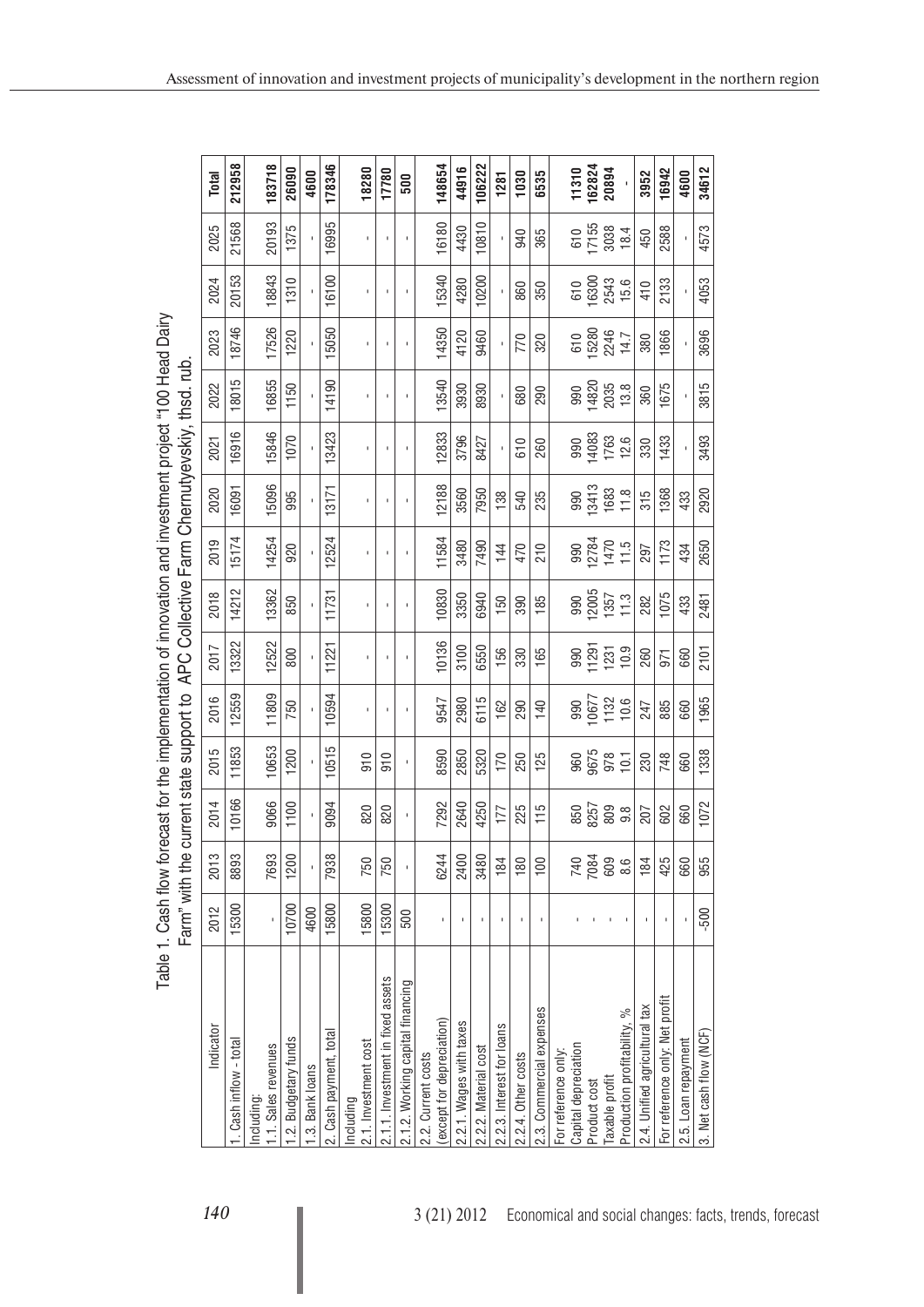Table 1. Cash flow forecast for the implementation of innovation and investment project "100 Head Dairy Farm" with the current state support to APC Collective Farm Chernutyevskiy, thsd. rub.

| Indicator | 2012 | 2013 | 2014 | 2015 | 2016 | 2017 | 2018 | 2019 | 2020 | 2021 | 2022 | 2023 | 2024 | 2025 | Total |
|---|---|---|---|---|---|---|---|---|---|---|---|---|---|---|---|
| 1. Cash inflow - total | 15300 | 8893 | 10166 | 11853 | 12559 | 13322 | 14212 | 15174 | 16091 | 16916 | 18015 | 18746 | 20153 | 21568 | **212958** |
| Including:<br>1.1. Sales revenues | - | 7693 | 9066 | 10653 | 11809 | 12522 | 13362 | 14254 | 15096 | 15846 | 16855 | 17526 | 18843 | 20193 | **183718** |
| 1.2. Budgetary funds | 10700 | 1200 | 1100 | 1200 | 750 | 800 | 850 | 920 | 995 | 1070 | 1150 | 1220 | 1310 | 1375 | **26090** |
| 1.3. Bank loans | 4600 | - | - | - | - | - | - | - | - | - | - | - | - | - | **4600** |
| 2. Cash payment, total | 15800 | 7938 | 9094 | 10515 | 10594 | 11221 | 11731 | 12524 | 13171 | 13423 | 14190 | 15050 | 16100 | 16995 | **178346** |
| Including<br>2.1. Investment cost | 15800 | 750 | 820 | 910 | - | - | - | - | - | - | - | - | - | - | **18280** |
| 2.1.1. Investment in fixed assets | 15300 | 750 | 820 | 910 | - | - | - | - | - | - | - | - | - | - | **17780** |
| 2.1.2. Working capital financing | 500 | - | - | - | - | - | - | - | - | - | - | - | - | - | **500** |
| 2.2. Current costs (except for depreciation) | - | 6244 | 7292 | 8590 | 9547 | 10136 | 10830 | 11584 | 12188 | 12833 | 13540 | 14350 | 15340 | 16180 | **148654** |
| 2.2.1. Wages with taxes | - | 2400 | 2640 | 2850 | 2980 | 3100 | 3350 | 3480 | 3560 | 3796 | 3930 | 4120 | 4280 | 4430 | **44916** |
| 2.2.2. Material cost | - | 3480 | 4250 | 5320 | 6115 | 6550 | 6940 | 7490 | 7950 | 8427 | 8930 | 9460 | 10200 | 10810 | **106222** |
| 2.2.3. Interest for loans | - | 184 | 177 | 170 | 162 | 156 | 150 | 144 | 138 | - | - | - | - | - | **1281** |
| 2.2.4. Other costs | - | 180 | 225 | 250 | 290 | 330 | 390 | 470 | 540 | 610 | 680 | 770 | 860 | 940 | **1030** |
| 2.3. Commercial expenses | - | 100 | 115 | 125 | 140 | 165 | 185 | 210 | 235 | 260 | 290 | 320 | 350 | 365 | **6535** |
| For reference only:<br>Capital depreciation | - | 740 | 850 | 960 | 990 | 990 | 990 | 990 | 990 | 990 | 990 | 610 | 610 | 610 | **11310** |
| Product cost | - | 7084 | 8257 | 9675 | 10677 | 11291 | 12005 | 12784 | 13413 | 14083 | 14820 | 15280 | 16300 | 17155 | **162824** |
| Taxable profit | - | 609 | 809 | 978 | 1132 | 1231 | 1357 | 1470 | 1683 | 1763 | 2035 | 2246 | 2543 | 3038 | **20894** |
| Production profitability, % | - | 8.6 | 9.8 | 10.1 | 10.6 | 10.9 | 11.3 | 11.5 | 11.8 | 12.6 | 13.8 | 14.7 | 15.6 | 18.4 | **-** |
| 2.4. Unified agricultural tax | - | 184 | 207 | 230 | 247 | 260 | 282 | 297 | 315 | 330 | 360 | 380 | 410 | 450 | **3952** |
| For reference only: Net profit | - | 425 | 602 | 748 | 885 | 971 | 1075 | 1173 | 1368 | 1433 | 1675 | 1866 | 2133 | 2588 | **16942** |
| 2.5. Loan repayment | - | 660 | 660 | 660 | 660 | 660 | 433 | 434 | 433 | - | - | - | - | - | **4600** |
| 3. Net cash flow (NCF) | -500 | 955 | 1072 | 1338 | 1965 | 2101 | 2481 | 2650 | 2920 | 3493 | 3815 | 3696 | 4053 | 4573 | **34612** |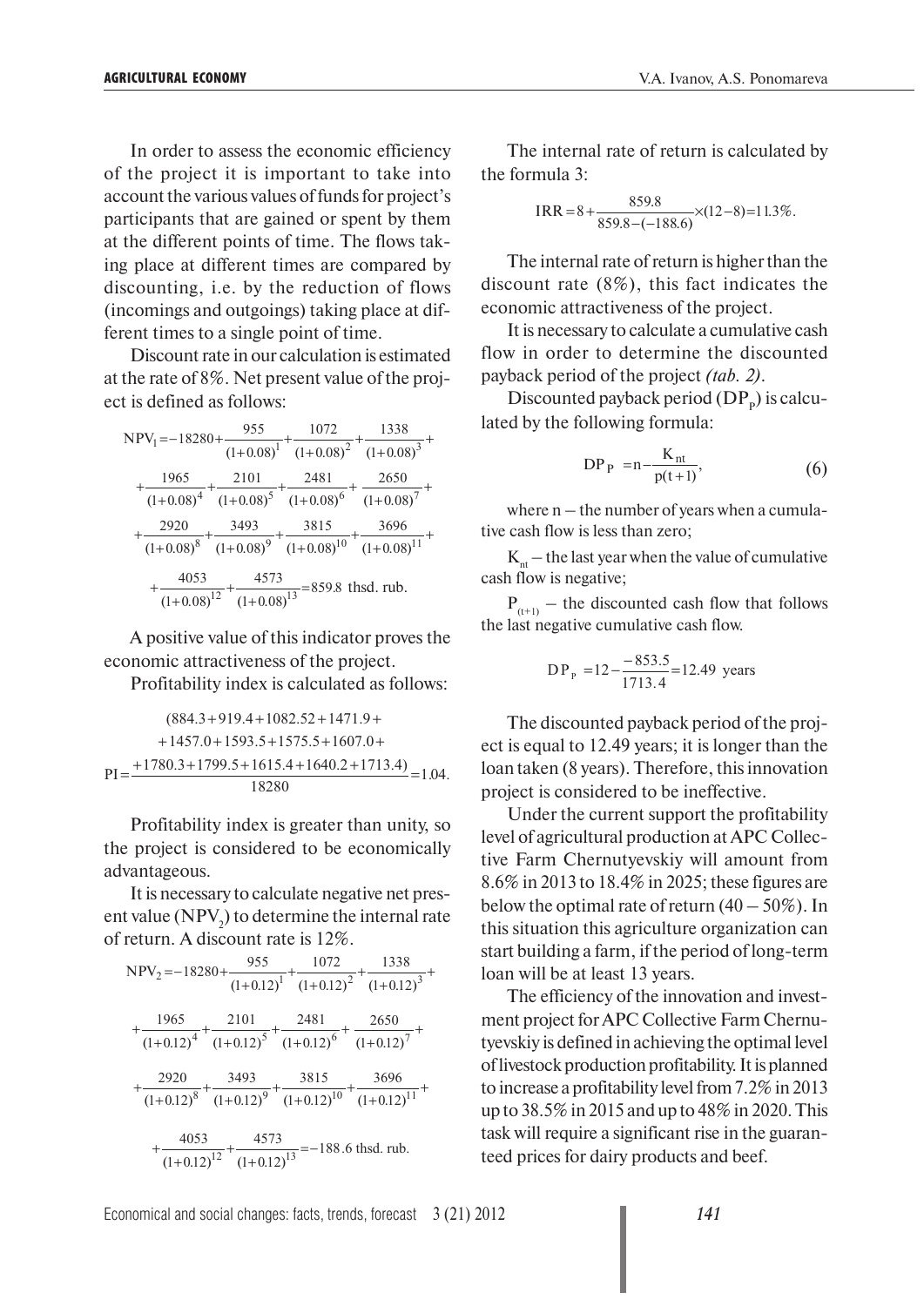In order to assess the economic efficiency of the project it is important to take into account the various values of funds for project's participants that are gained or spent by them at the different points of time. The flows taking place at different times are compared by discounting, i.e. by the reduction of flows (incomings and outgoings) taking place at different times to a single point of time.

Discount rate in our calculation is estimated at the rate of 8%. Net present value of the project is defined as follows:

$$NPV_1 = -18280 + \frac{955}{(1+0.08)^1} + \frac{1072}{(1+0.08)^2} + \frac{1338}{(1+0.08)^3} +$$

$$+ \frac{1965}{(1+0.08)^4} + \frac{2101}{(1+0.08)^5} + \frac{2481}{(1+0.08)^6} + \frac{2650}{(1+0.08)^7} +$$

$$+ \frac{2920}{(1+0.08)^8} + \frac{3493}{(1+0.08)^9} + \frac{3815}{(1+0.08)^{10}} + \frac{3696}{(1+0.08)^{11}} +$$

$$+ \frac{4053}{(1+0.08)^{12}} + \frac{4573}{(1+0.08)^{13}} = 859.8 \text{ thsd. rub.}$$

A positive value of this indicator proves the economic attractiveness of the project.

Profitability index is calculated as follows:

$$PI = \frac{\begin{array}{c}(884.3+919.4+1082.52+1471.9+\\ +1457.0+1593.5+1575.5+1607.0+\\ +1780.3+1799.5+1615.4+1640.2+1713.4)\end{array}}{18280} = 1.04.$$

Profitability index is greater than unity, so the project is considered to be economically advantageous.

It is necessary to calculate negative net present value ($NPV_2$) to determine the internal rate of return. A discount rate is 12%.

$$NPV_2 = -18280 + \frac{955}{(1+0.12)^1} + \frac{1072}{(1+0.12)^2} + \frac{1338}{(1+0.12)^3} +$$

$$+ \frac{1965}{(1+0.12)^4} + \frac{2101}{(1+0.12)^5} + \frac{2481}{(1+0.12)^6} + \frac{2650}{(1+0.12)^7} +$$

$$+ \frac{2920}{(1+0.12)^8} + \frac{3493}{(1+0.12)^9} + \frac{3815}{(1+0.12)^{10}} + \frac{3696}{(1+0.12)^{11}} +$$

$$+ \frac{4053}{(1+0.12)^{12}} + \frac{4573}{(1+0.12)^{13}} = -188.6 \text{ thsd. rub.}$$

The internal rate of return is calculated by the formula 3:

$$IRR = 8 + \frac{859.8}{859.8-(-188.6)} \times (12-8) = 11.3\%.$$

The internal rate of return is higher than the discount rate (8%), this fact indicates the economic attractiveness of the project.

It is necessary to calculate a cumulative cash flow in order to determine the discounted payback period of the project *(tab. 2)*.

Discounted payback period ($DP_P$) is calculated by the following formula:

$$DP_P = n - \frac{K_{nt}}{p(t+1)}, \tag{6}$$

where n – the number of years when a cumulative cash flow is less than zero;

$K_{nt}$ – the last year when the value of cumulative cash flow is negative;

$P_{(t+1)}$ – the discounted cash flow that follows the last negative cumulative cash flow.

$$DP_P = 12 - \frac{-853.5}{1713.4} = 12.49 \text{ years}$$

The discounted payback period of the project is equal to 12.49 years; it is longer than the loan taken (8 years). Therefore, this innovation project is considered to be ineffective.

Under the current support the profitability level of agricultural production at APC Collective Farm Chernutyevskiy will amount from 8.6% in 2013 to 18.4% in 2025; these figures are below the optimal rate of return (40 – 50%). In this situation this agriculture organization can start building a farm, if the period of long-term loan will be at least 13 years.

The efficiency of the innovation and investment project for APC Collective Farm Chernutyevskiy is defined in achieving the optimal level of livestock production profitability. It is planned to increase a profitability level from 7.2% in 2013 up to 38.5% in 2015 and up to 48% in 2020. This task will require a significant rise in the guaranteed prices for dairy products and beef.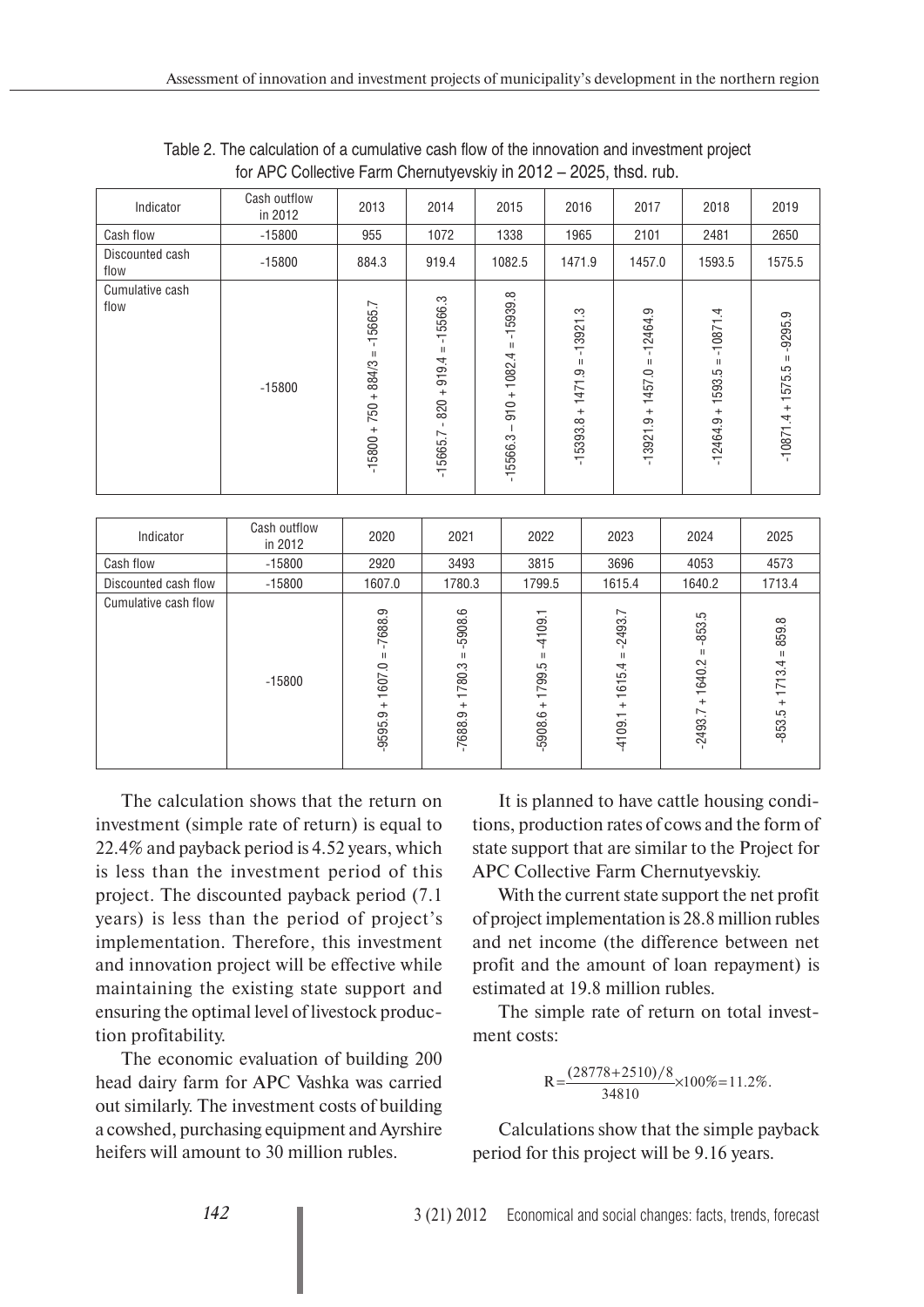Table 2. The calculation of a cumulative cash flow of the innovation and investment project for APC Collective Farm Chernutyevskiy in 2012 – 2025, thsd. rub.

| Indicator | Cash outflow in 2012 | 2013 | 2014 | 2015 | 2016 | 2017 | 2018 | 2019 |
|---|---|---|---|---|---|---|---|---|
| Cash flow | -15800 | 955 | 1072 | 1338 | 1965 | 2101 | 2481 | 2650 |
| Discounted cash flow | -15800 | 884.3 | 919.4 | 1082.5 | 1471.9 | 1457.0 | 1593.5 | 1575.5 |
| Cumulative cash flow | -15800 | -15800 + 750 + 884/3 = -15665.7 | -15665.7 - 820 + 919.4 = -15566.3 | -15566.3 – 910 + 1082.4 = -15939.8 | -15393.8 + 1471.9 = -13921.3 | -13921.9 + 1457.0 = -12464.9 | -12464.9 + 1593.5 = -10871.4 | -10871.4 + 1575.5 = -9295.9 |

| Indicator | Cash outflow in 2012 | 2020 | 2021 | 2022 | 2023 | 2024 | 2025 |
|---|---|---|---|---|---|---|---|
| Cash flow | -15800 | 2920 | 3493 | 3815 | 3696 | 4053 | 4573 |
| Discounted cash flow | -15800 | 1607.0 | 1780.3 | 1799.5 | 1615.4 | 1640.2 | 1713.4 |
| Cumulative cash flow | -15800 | -9595.9 + 1607.0 = -7688.9 | -7688.9 + 1780.3 = -5908.6 | -5908.6 + 1799.5 = -4109.1 | -4109.1 + 1615.4 = -2493.7 | -2493.7 + 1640.2 = -853.5 | -853.5 + 1713.4 = 859.8 |

The calculation shows that the return on investment (simple rate of return) is equal to 22.4% and payback period is 4.52 years, which is less than the investment period of this project. The discounted payback period (7.1 years) is less than the period of project's implementation. Therefore, this investment and innovation project will be effective while maintaining the existing state support and ensuring the optimal level of livestock production profitability.

The economic evaluation of building 200 head dairy farm for APC Vashka was carried out similarly. The investment costs of building a cowshed, purchasing equipment and Ayrshire heifers will amount to 30 million rubles.

It is planned to have cattle housing conditions, production rates of cows and the form of state support that are similar to the Project for APC Collective Farm Chernutyevskiy.

With the current state support the net profit of project implementation is 28.8 million rubles and net income (the difference between net profit and the amount of loan repayment) is estimated at 19.8 million rubles.

The simple rate of return on total investment costs:

$$R = \frac{(28778 + 2510)/8}{34810} \times 100\% = 11.2\%.$$

Calculations show that the simple payback period for this project will be 9.16 years.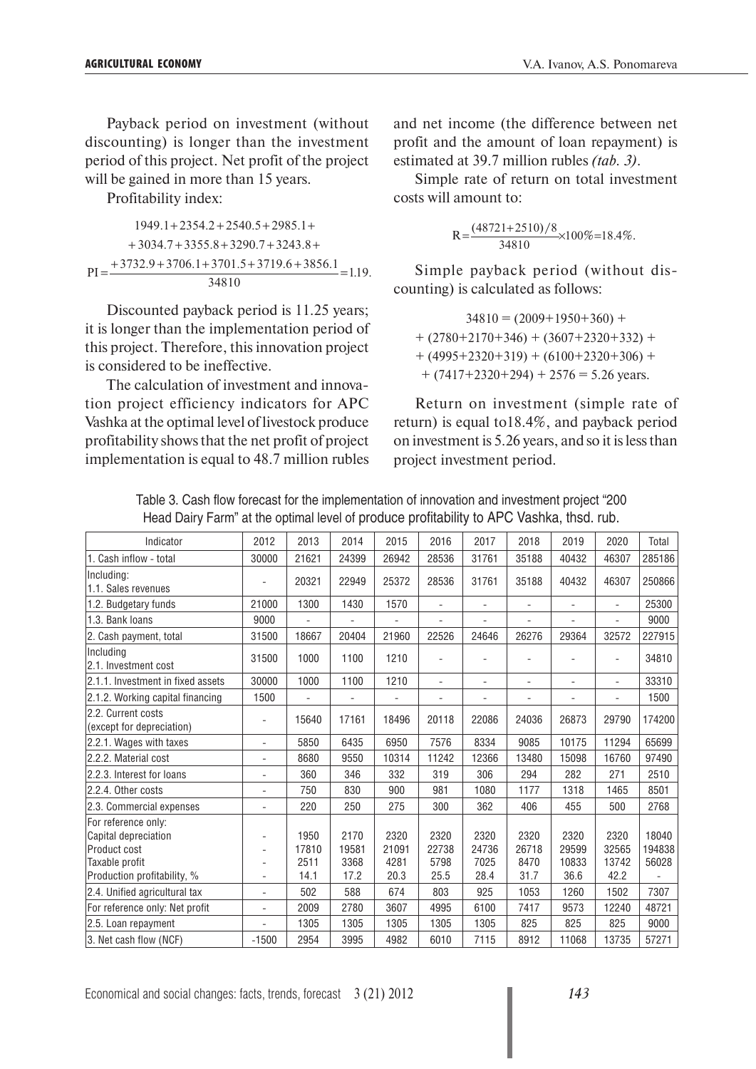Payback period on investment (without discounting) is longer than the investment period of this project. Net profit of the project will be gained in more than 15 years.

Profitability index:

$$PI = \frac{\begin{matrix}1949.1+2354.2+2540.5+2985.1+ \\ +3034.7+3355.8+3290.7+3243.8+ \\ +3732.9+3706.1+3701.5+3719.6+3856.1\end{matrix}}{34810} = 1.19.$$

Discounted payback period is 11.25 years; it is longer than the implementation period of this project. Therefore, this innovation project is considered to be ineffective.

The calculation of investment and innovation project efficiency indicators for APC Vashka at the optimal level of livestock produce profitability shows that the net profit of project implementation is equal to 48.7 million rubles and net income (the difference between net profit and the amount of loan repayment) is estimated at 39.7 million rubles *(tab. 3)*.

Simple rate of return on total investment costs will amount to:

$$R = \frac{(48721+2510)/8}{34810} \times 100\% = 18.4\%.$$

Simple payback period (without discounting) is calculated as follows:

$$\begin{gathered}34810 = (2009+1950+360) + \\ + (2780+2170+346) + (3607+2320+332) + \\ + (4995+2320+319) + (6100+2320+306) + \\ + (7417+2320+294) + 2576 = 5.26 \text{ years.}\end{gathered}$$

Return on investment (simple rate of return) is equal to18.4%, and payback period on investment is 5.26 years, and so it is less than project investment period.

Table 3. Cash flow forecast for the implementation of innovation and investment project "200 Head Dairy Farm" at the optimal level of produce profitability to APC Vashka, thsd. rub.

| Indicator | 2012 | 2013 | 2014 | 2015 | 2016 | 2017 | 2018 | 2019 | 2020 | Total |
|---|---|---|---|---|---|---|---|---|---|---|
| 1. Cash inflow - total | 30000 | 21621 | 24399 | 26942 | 28536 | 31761 | 35188 | 40432 | 46307 | 285186 |
| Including:<br>1.1. Sales revenues | - | 20321 | 22949 | 25372 | 28536 | 31761 | 35188 | 40432 | 46307 | 250866 |
| 1.2. Budgetary funds | 21000 | 1300 | 1430 | 1570 | - | - | - | - | - | 25300 |
| 1.3. Bank loans | 9000 | - | - | - | - | - | - | - | - | 9000 |
| 2. Cash payment, total | 31500 | 18667 | 20404 | 21960 | 22526 | 24646 | 26276 | 29364 | 32572 | 227915 |
| Including<br>2.1. Investment cost | 31500 | 1000 | 1100 | 1210 | - | - | - | - | - | 34810 |
| 2.1.1. Investment in fixed assets | 30000 | 1000 | 1100 | 1210 | - | - | - | - | - | 33310 |
| 2.1.2. Working capital financing | 1500 | - | - | - | - | - | - | - | - | 1500 |
| 2.2. Current costs<br>(except for depreciation) | - | 15640 | 17161 | 18496 | 20118 | 22086 | 24036 | 26873 | 29790 | 174200 |
| 2.2.1. Wages with taxes | - | 5850 | 6435 | 6950 | 7576 | 8334 | 9085 | 10175 | 11294 | 65699 |
| 2.2.2. Material cost | - | 8680 | 9550 | 10314 | 11242 | 12366 | 13480 | 15098 | 16760 | 97490 |
| 2.2.3. Interest for loans | - | 360 | 346 | 332 | 319 | 306 | 294 | 282 | 271 | 2510 |
| 2.2.4. Other costs | - | 750 | 830 | 900 | 981 | 1080 | 1177 | 1318 | 1465 | 8501 |
| 2.3. Commercial expenses | - | 220 | 250 | 275 | 300 | 362 | 406 | 455 | 500 | 2768 |
| For reference only:<br>Capital depreciation<br>Product cost<br>Taxable profit<br>Production profitability, % | -<br>-<br>-<br>- | 1950<br>17810<br>2511<br>14.1 | 2170<br>19581<br>3368<br>17.2 | 2320<br>21091<br>4281<br>20.3 | 2320<br>22738<br>5798<br>25.5 | 2320<br>24736<br>7025<br>28.4 | 2320<br>26718<br>8470<br>31.7 | 2320<br>29599<br>10833<br>36.6 | 2320<br>32565<br>13742<br>42.2 | 18040<br>194838<br>56028<br>- |
| 2.4. Unified agricultural tax | - | 502 | 588 | 674 | 803 | 925 | 1053 | 1260 | 1502 | 7307 |
| For reference only: Net profit | - | 2009 | 2780 | 3607 | 4995 | 6100 | 7417 | 9573 | 12240 | 48721 |
| 2.5. Loan repayment | - | 1305 | 1305 | 1305 | 1305 | 1305 | 825 | 825 | 825 | 9000 |
| 3. Net cash flow (NCF) | -1500 | 2954 | 3995 | 4982 | 6010 | 7115 | 8912 | 11068 | 13735 | 57271 |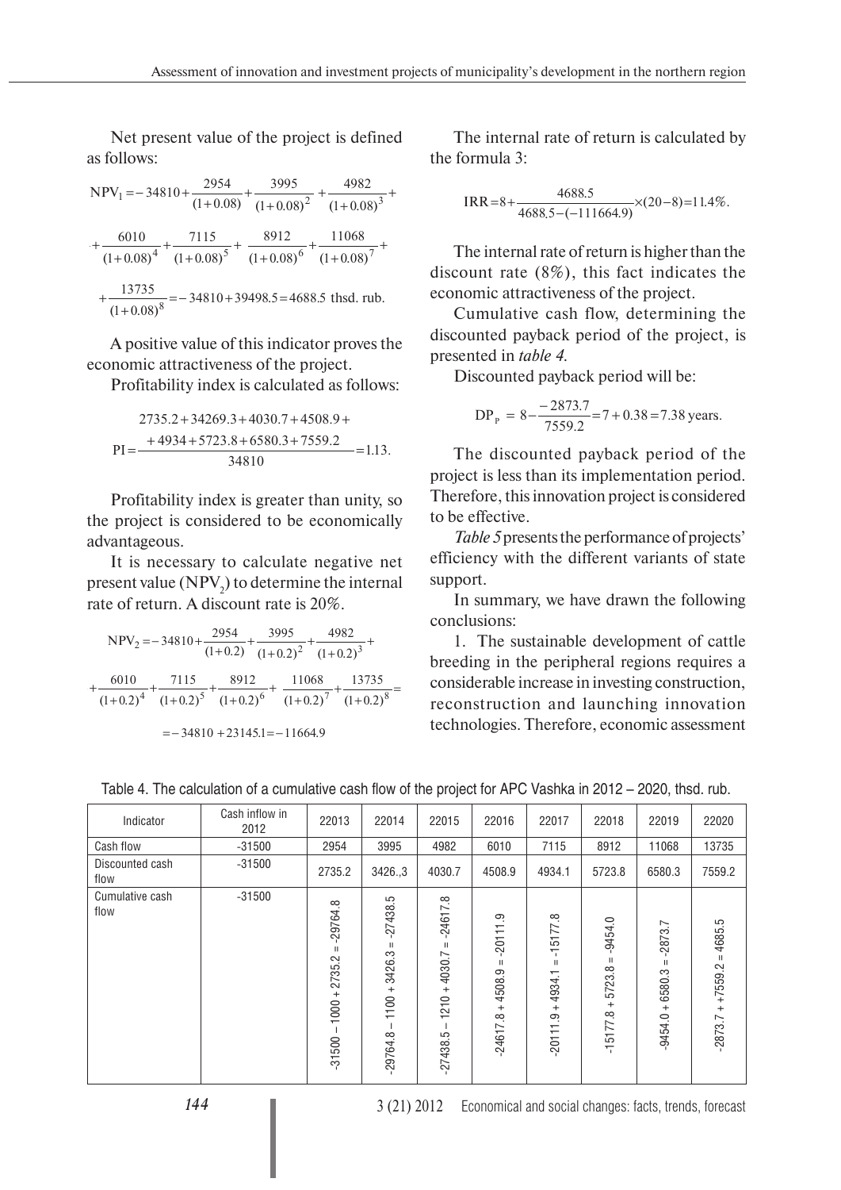Net present value of the project is defined as follows:

$$NPV_1 = -34810 + \frac{2954}{(1+0.08)} + \frac{3995}{(1+0.08)^2} + \frac{4982}{(1+0.08)^3} + \frac{6010}{(1+0.08)^4} + \frac{7115}{(1+0.08)^5} + \frac{8912}{(1+0.08)^6} + \frac{11068}{(1+0.08)^7} + \frac{13735}{(1+0.08)^8} = -34810 + 39498.5 = 4688.5 \text{ thsd. rub.}$$

A positive value of this indicator proves the economic attractiveness of the project.

Profitability index is calculated as follows:

$$PI = \frac{2735.2 + 34269.3 + 4030.7 + 4508.9 + 4934 + 5723.8 + 6580.3 + 7559.2}{34810} = 1.13.$$

Profitability index is greater than unity, so the project is considered to be economically advantageous.

It is necessary to calculate negative net present value ($NPV_2$) to determine the internal rate of return. A discount rate is 20%.

$$NPV_2 = -34810 + \frac{2954}{(1+0.2)} + \frac{3995}{(1+0.2)^2} + \frac{4982}{(1+0.2)^3} + \frac{6010}{(1+0.2)^4} + \frac{7115}{(1+0.2)^5} + \frac{8912}{(1+0.2)^6} + \frac{11068}{(1+0.2)^7} + \frac{13735}{(1+0.2)^8} = -34810 + 23145.1 = -11664.9$$

The internal rate of return is calculated by the formula 3:

$$IRR = 8 + \frac{4688.5}{4688.5 - (-111664.9)} \times (20 - 8) = 11.4\%.$$

The internal rate of return is higher than the discount rate (8%), this fact indicates the economic attractiveness of the project.

Cumulative cash flow, determining the discounted payback period of the project, is presented in *table 4*.

Discounted payback period will be:

$$DP_P = 8 - \frac{-2873.7}{7559.2} = 7 + 0.38 = 7.38 \text{ years.}$$

The discounted payback period of the project is less than its implementation period. Therefore, this innovation project is considered to be effective.

*Table 5* presents the performance of projects' efficiency with the different variants of state support.

In summary, we have drawn the following conclusions:

1. The sustainable development of cattle breeding in the peripheral regions requires a considerable increase in investing construction, reconstruction and launching innovation technologies. Therefore, economic assessment

Table 4. The calculation of a cumulative cash flow of the project for APC Vashka in 2012 – 2020, thsd. rub.

| Indicator | Cash inflow in 2012 | 22013 | 22014 | 22015 | 22016 | 22017 | 22018 | 22019 | 22020 |
|---|---|---|---|---|---|---|---|---|---|
| Cash flow | -31500 | 2954 | 3995 | 4982 | 6010 | 7115 | 8912 | 11068 | 13735 |
| Discounted cash flow | -31500 | 2735.2 | 3426.,3 | 4030.7 | 4508.9 | 4934.1 | 5723.8 | 6580.3 | 7559.2 |
| Cumulative cash flow | -31500 | -31500 – 1000 + 2735.2 = -29764.8 | -29764.8 – 1100 + 3426.3 = -27438.5 | -27438.5 – 1210 + 4030.7 = -24617.8 | -24617.8 + 4508.9 = -20111.9 | -20111.9 + 4934.1 = -15177.8 | -15177.8 + 5723.8 = -9454.0 | -9454.0 + 6580.3 = -2873.7 | -2873.7 + +7559.2 = 4685.5 |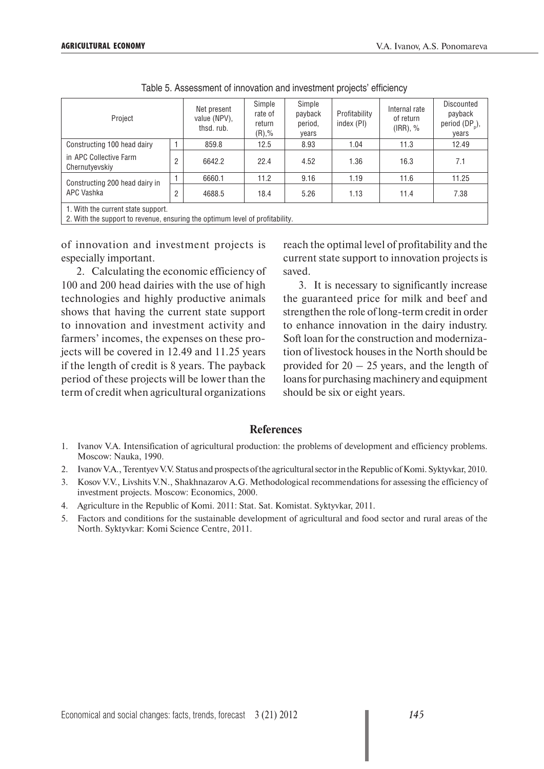Table 5. Assessment of innovation and investment projects' efficiency

| Project | | Net present value (NPV), thsd. rub. | Simple rate of return (R),% | Simple payback period, years | Profitability index (PI) | Internal rate of return (IRR), % | Discounted payback period ($DP_p$), years |
|---|---|---|---|---|---|---|---|
| Constructing 100 head dairy in APC Collective Farm Chernutyevskiy | 1 | 859.8 | 12.5 | 8.93 | 1.04 | 11.3 | 12.49 |
| | 2 | 6642.2 | 22.4 | 4.52 | 1.36 | 16.3 | 7.1 |
| Constructing 200 head dairy in APC Vashka | 1 | 6660.1 | 11.2 | 9.16 | 1.19 | 11.6 | 11.25 |
| | 2 | 4688.5 | 18.4 | 5.26 | 1.13 | 11.4 | 7.38 |

1. With the current state support.
2. With the support to revenue, ensuring the optimum level of profitability.

of innovation and investment projects is especially important.

2. Calculating the economic efficiency of 100 and 200 head dairies with the use of high technologies and highly productive animals shows that having the current state support to innovation and investment activity and farmers' incomes, the expenses on these projects will be covered in 12.49 and 11.25 years if the length of credit is 8 years. The payback period of these projects will be lower than the term of credit when agricultural organizations reach the optimal level of profitability and the current state support to innovation projects is saved.

3. It is necessary to significantly increase the guaranteed price for milk and beef and strengthen the role of long-term credit in order to enhance innovation in the dairy industry. Soft loan for the construction and modernization of livestock houses in the North should be provided for 20 – 25 years, and the length of loans for purchasing machinery and equipment should be six or eight years.

## References

1. Ivanov V.A. Intensification of agricultural production: the problems of development and efficiency problems. Moscow: Nauka, 1990.
2. Ivanov V.A., Terentyev V.V. Status and prospects of the agricultural sector in the Republic of Komi. Syktyvkar, 2010.
3. Kosov V.V., Livshits V.N., Shakhnazarov A.G. Methodological recommendations for assessing the efficiency of investment projects. Moscow: Economics, 2000.
4. Agriculture in the Republic of Komi. 2011: Stat. Sat. Komistat. Syktyvkar, 2011.
5. Factors and conditions for the sustainable development of agricultural and food sector and rural areas of the North. Syktyvkar: Komi Science Centre, 2011.